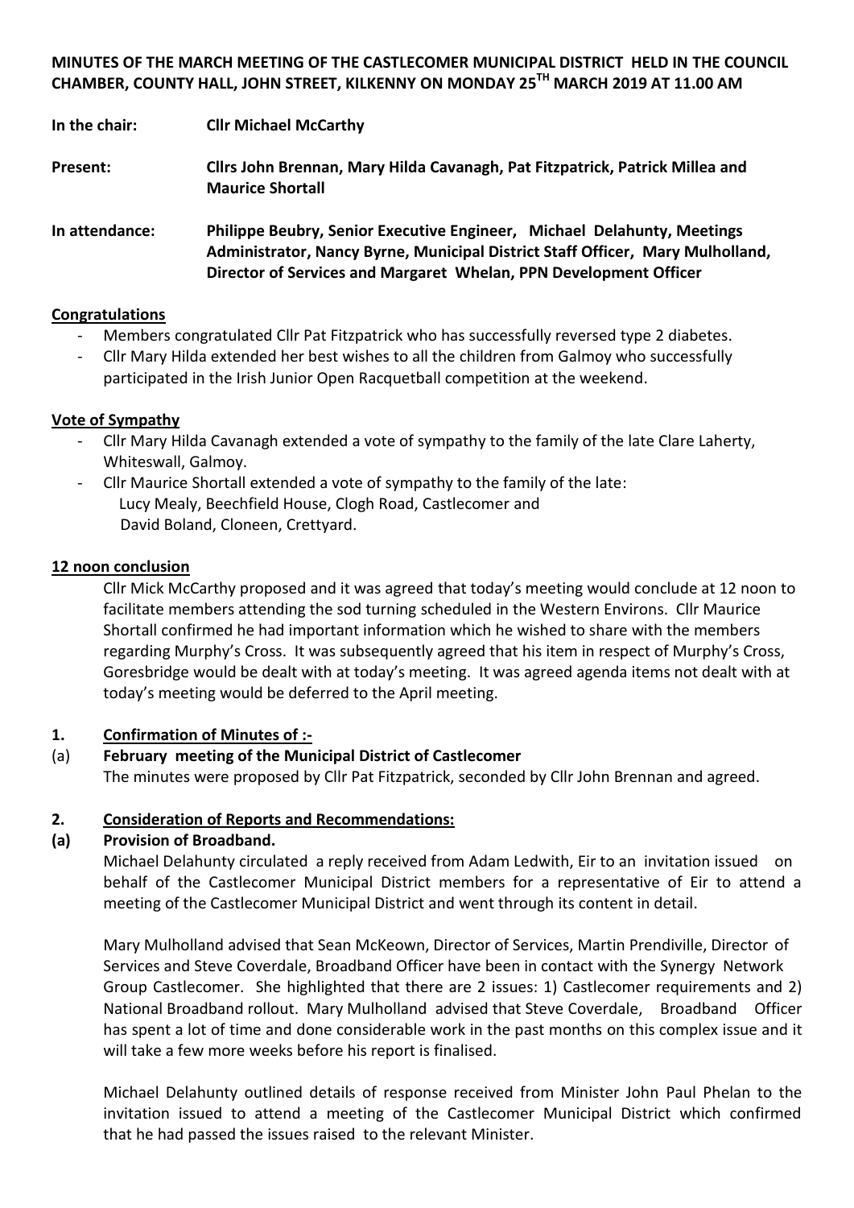**MINUTES OF THE MARCH MEETING OF THE CASTLECOMER MUNICIPAL DISTRICT HELD IN THE COUNCIL CHAMBER, COUNTY HALL, JOHN STREET, KILKENNY ON MONDAY 25TH MARCH 2019 AT 11.00 AM**

**In the chair:** **Cllr Michael McCarthy**

**Present:** **Cllrs John Brennan, Mary Hilda Cavanagh, Pat Fitzpatrick, Patrick Millea and Maurice Shortall**

**In attendance:** **Philippe Beubry, Senior Executive Engineer, Michael Delahunty, Meetings Administrator, Nancy Byrne, Municipal District Staff Officer, Mary Mulholland, Director of Services and Margaret Whelan, PPN Development Officer**

**Congratulations**

- Members congratulated Cllr Pat Fitzpatrick who has successfully reversed type 2 diabetes.
- Cllr Mary Hilda extended her best wishes to all the children from Galmoy who successfully participated in the Irish Junior Open Racquetball competition at the weekend.

**Vote of Sympathy**

- Cllr Mary Hilda Cavanagh extended a vote of sympathy to the family of the late Clare Laherty, Whiteswall, Galmoy.
- Cllr Maurice Shortall extended a vote of sympathy to the family of the late:
  Lucy Mealy, Beechfield House, Clogh Road, Castlecomer and
  David Boland, Cloneen, Crettyard.

**12 noon conclusion**

Cllr Mick McCarthy proposed and it was agreed that today's meeting would conclude at 12 noon to facilitate members attending the sod turning scheduled in the Western Environs. Cllr Maurice Shortall confirmed he had important information which he wished to share with the members regarding Murphy's Cross. It was subsequently agreed that his item in respect of Murphy's Cross, Goresbridge would be dealt with at today's meeting. It was agreed agenda items not dealt with at today's meeting would be deferred to the April meeting.

**1. Confirmation of Minutes of :-**

**(a) February meeting of the Municipal District of Castlecomer**

The minutes were proposed by Cllr Pat Fitzpatrick, seconded by Cllr John Brennan and agreed.

**2. Consideration of Reports and Recommendations:**

**(a) Provision of Broadband.**

Michael Delahunty circulated a reply received from Adam Ledwith, Eir to an invitation issued on behalf of the Castlecomer Municipal District members for a representative of Eir to attend a meeting of the Castlecomer Municipal District and went through its content in detail.

Mary Mulholland advised that Sean McKeown, Director of Services, Martin Prendiville, Director of Services and Steve Coverdale, Broadband Officer have been in contact with the Synergy Network Group Castlecomer. She highlighted that there are 2 issues: 1) Castlecomer requirements and 2) National Broadband rollout. Mary Mulholland advised that Steve Coverdale, Broadband Officer has spent a lot of time and done considerable work in the past months on this complex issue and it will take a few more weeks before his report is finalised.

Michael Delahunty outlined details of response received from Minister John Paul Phelan to the invitation issued to attend a meeting of the Castlecomer Municipal District which confirmed that he had passed the issues raised to the relevant Minister.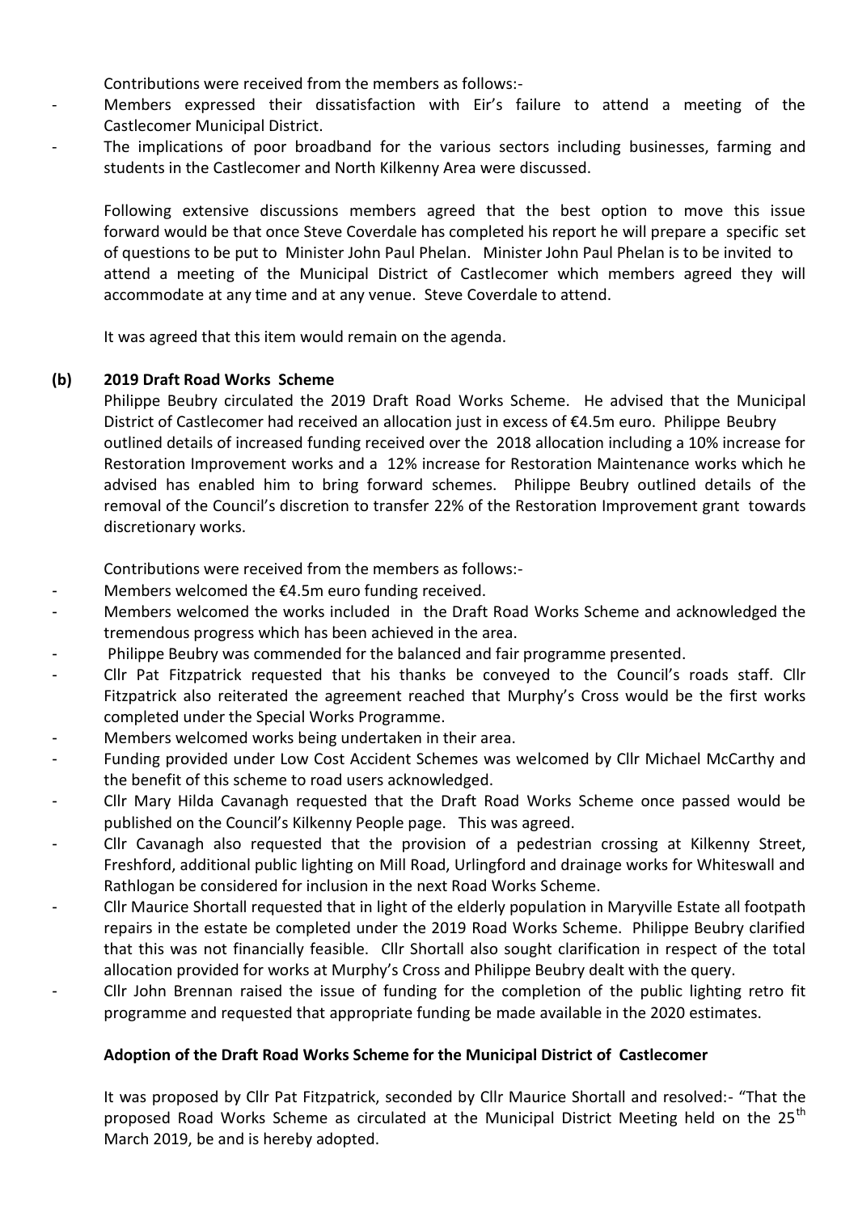Contributions were received from the members as follows:-

- Members expressed their dissatisfaction with Eir's failure to attend a meeting of the Castlecomer Municipal District.
- The implications of poor broadband for the various sectors including businesses, farming and students in the Castlecomer and North Kilkenny Area were discussed.

Following extensive discussions members agreed that the best option to move this issue forward would be that once Steve Coverdale has completed his report he will prepare a specific set of questions to be put to Minister John Paul Phelan. Minister John Paul Phelan is to be invited to attend a meeting of the Municipal District of Castlecomer which members agreed they will accommodate at any time and at any venue. Steve Coverdale to attend.

It was agreed that this item would remain on the agenda.

**(b) 2019 Draft Road Works Scheme**

Philippe Beubry circulated the 2019 Draft Road Works Scheme. He advised that the Municipal District of Castlecomer had received an allocation just in excess of €4.5m euro. Philippe Beubry outlined details of increased funding received over the 2018 allocation including a 10% increase for Restoration Improvement works and a 12% increase for Restoration Maintenance works which he advised has enabled him to bring forward schemes. Philippe Beubry outlined details of the removal of the Council's discretion to transfer 22% of the Restoration Improvement grant towards discretionary works.

Contributions were received from the members as follows:-

- Members welcomed the €4.5m euro funding received.
- Members welcomed the works included in the Draft Road Works Scheme and acknowledged the tremendous progress which has been achieved in the area.
- Philippe Beubry was commended for the balanced and fair programme presented.
- Cllr Pat Fitzpatrick requested that his thanks be conveyed to the Council's roads staff. Cllr Fitzpatrick also reiterated the agreement reached that Murphy's Cross would be the first works completed under the Special Works Programme.
- Members welcomed works being undertaken in their area.
- Funding provided under Low Cost Accident Schemes was welcomed by Cllr Michael McCarthy and the benefit of this scheme to road users acknowledged.
- Cllr Mary Hilda Cavanagh requested that the Draft Road Works Scheme once passed would be published on the Council's Kilkenny People page. This was agreed.
- Cllr Cavanagh also requested that the provision of a pedestrian crossing at Kilkenny Street, Freshford, additional public lighting on Mill Road, Urlingford and drainage works for Whiteswall and Rathlogan be considered for inclusion in the next Road Works Scheme.
- Cllr Maurice Shortall requested that in light of the elderly population in Maryville Estate all footpath repairs in the estate be completed under the 2019 Road Works Scheme. Philippe Beubry clarified that this was not financially feasible. Cllr Shortall also sought clarification in respect of the total allocation provided for works at Murphy's Cross and Philippe Beubry dealt with the query.
- Cllr John Brennan raised the issue of funding for the completion of the public lighting retro fit programme and requested that appropriate funding be made available in the 2020 estimates.

**Adoption of the Draft Road Works Scheme for the Municipal District of Castlecomer**

It was proposed by Cllr Pat Fitzpatrick, seconded by Cllr Maurice Shortall and resolved:- "That the proposed Road Works Scheme as circulated at the Municipal District Meeting held on the 25th March 2019, be and is hereby adopted.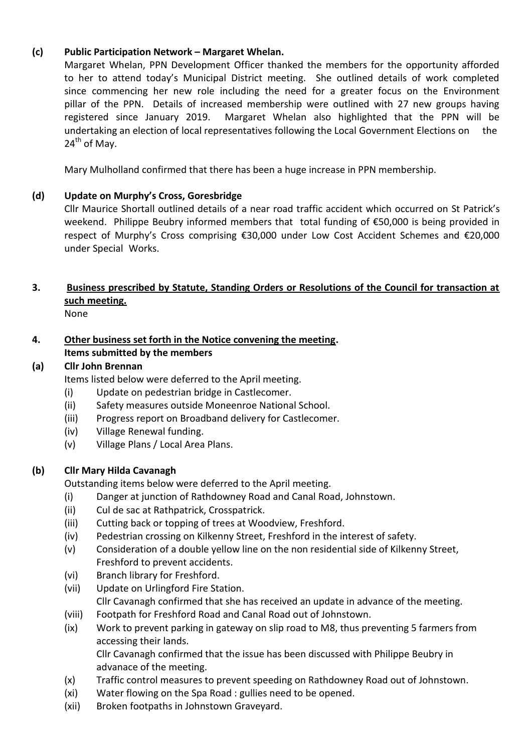**(c) Public Participation Network – Margaret Whelan.**

Margaret Whelan, PPN Development Officer thanked the members for the opportunity afforded to her to attend today's Municipal District meeting. She outlined details of work completed since commencing her new role including the need for a greater focus on the Environment pillar of the PPN. Details of increased membership were outlined with 27 new groups having registered since January 2019. Margaret Whelan also highlighted that the PPN will be undertaking an election of local representatives following the Local Government Elections on the 24th of May.

Mary Mulholland confirmed that there has been a huge increase in PPN membership.

**(d) Update on Murphy's Cross, Goresbridge**

Cllr Maurice Shortall outlined details of a near road traffic accident which occurred on St Patrick's weekend. Philippe Beubry informed members that total funding of €50,000 is being provided in respect of Murphy's Cross comprising €30,000 under Low Cost Accident Schemes and €20,000 under Special Works.

**3. <u>Business prescribed by Statute, Standing Orders or Resolutions of the Council for transaction at such meeting.</u>**

None

**4. <u>Other business set forth in the Notice convening the meeting</u>.**

**Items submitted by the members**

**(a) Cllr John Brennan**

Items listed below were deferred to the April meeting.

- (i) Update on pedestrian bridge in Castlecomer.
- (ii) Safety measures outside Moneenroe National School.
- (iii) Progress report on Broadband delivery for Castlecomer.
- (iv) Village Renewal funding.
- (v) Village Plans / Local Area Plans.

**(b) Cllr Mary Hilda Cavanagh**

Outstanding items below were deferred to the April meeting.

- (i) Danger at junction of Rathdowney Road and Canal Road, Johnstown.
- (ii) Cul de sac at Rathpatrick, Crosspatrick.
- (iii) Cutting back or topping of trees at Woodview, Freshford.
- (iv) Pedestrian crossing on Kilkenny Street, Freshford in the interest of safety.
- (v) Consideration of a double yellow line on the non residential side of Kilkenny Street, Freshford to prevent accidents.
- (vi) Branch library for Freshford.
- (vii) Update on Urlingford Fire Station.
  Cllr Cavanagh confirmed that she has received an update in advance of the meeting.
- (viii) Footpath for Freshford Road and Canal Road out of Johnstown.
- (ix) Work to prevent parking in gateway on slip road to M8, thus preventing 5 farmers from accessing their lands.
  Cllr Cavanagh confirmed that the issue has been discussed with Philippe Beubry in advanace of the meeting.
- (x) Traffic control measures to prevent speeding on Rathdowney Road out of Johnstown.
- (xi) Water flowing on the Spa Road : gullies need to be opened.
- (xii) Broken footpaths in Johnstown Graveyard.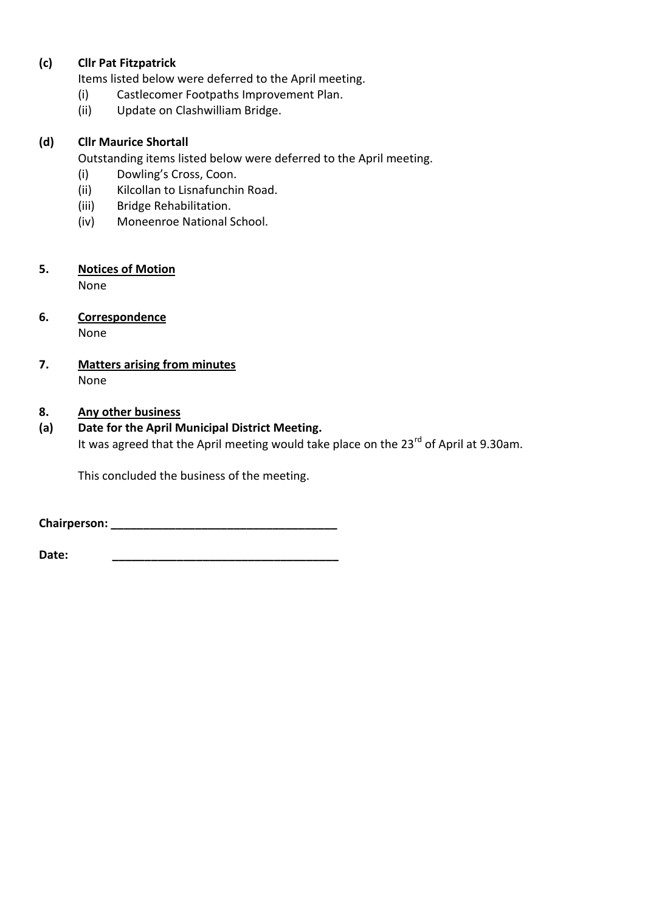**(c) Cllr Pat Fitzpatrick**

Items listed below were deferred to the April meeting.

(i) Castlecomer Footpaths Improvement Plan.
(ii) Update on Clashwilliam Bridge.

**(d) Cllr Maurice Shortall**

Outstanding items listed below were deferred to the April meeting.

(i) Dowling's Cross, Coon.
(ii) Kilcollan to Lisnafunchin Road.
(iii) Bridge Rehabilitation.
(iv) Moneenroe National School.

**5. <u>Notices of Motion</u>**

None

**6. <u>Correspondence</u>**

None

**7. <u>Matters arising from minutes</u>**

None

**8. <u>Any other business</u>**

**(a) Date for the April Municipal District Meeting.**

It was agreed that the April meeting would take place on the 23rd of April at 9.30am.

This concluded the business of the meeting.

**Chairperson:** ___________________________________

**Date:** ___________________________________